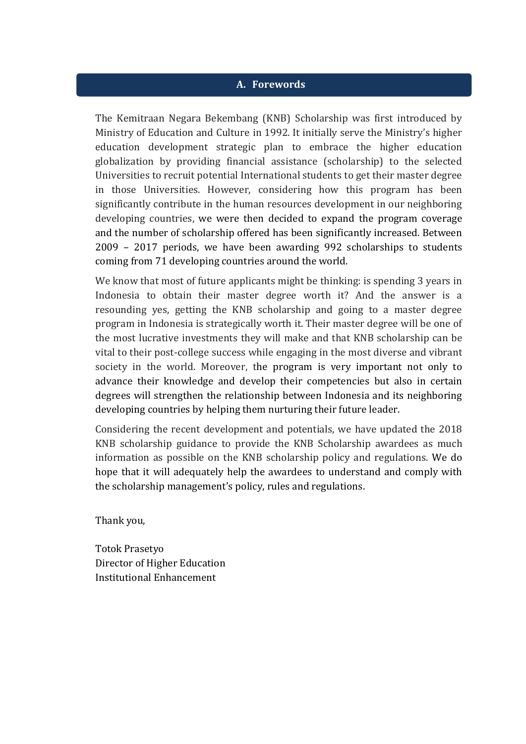## A. Forewords

The Kemitraan Negara Bekembang (KNB) Scholarship was first introduced by Ministry of Education and Culture in 1992. It initially serve the Ministry's higher education development strategic plan to embrace the higher education globalization by providing financial assistance (scholarship) to the selected Universities to recruit potential International students to get their master degree in those Universities. However, considering how this program has been significantly contribute in the human resources development in our neighboring developing countries, we were then decided to expand the program coverage and the number of scholarship offered has been significantly increased. Between 2009 – 2017 periods, we have been awarding 992 scholarships to students coming from 71 developing countries around the world.

We know that most of future applicants might be thinking: is spending 3 years in Indonesia to obtain their master degree worth it? And the answer is a resounding yes, getting the KNB scholarship and going to a master degree program in Indonesia is strategically worth it. Their master degree will be one of the most lucrative investments they will make and that KNB scholarship can be vital to their post-college success while engaging in the most diverse and vibrant society in the world. Moreover, the program is very important not only to advance their knowledge and develop their competencies but also in certain degrees will strengthen the relationship between Indonesia and its neighboring developing countries by helping them nurturing their future leader.

Considering the recent development and potentials, we have updated the 2018 KNB scholarship guidance to provide the KNB Scholarship awardees as much information as possible on the KNB scholarship policy and regulations. We do hope that it will adequately help the awardees to understand and comply with the scholarship management's policy, rules and regulations.

Thank you,

Totok Prasetyo
Director of Higher Education
Institutional Enhancement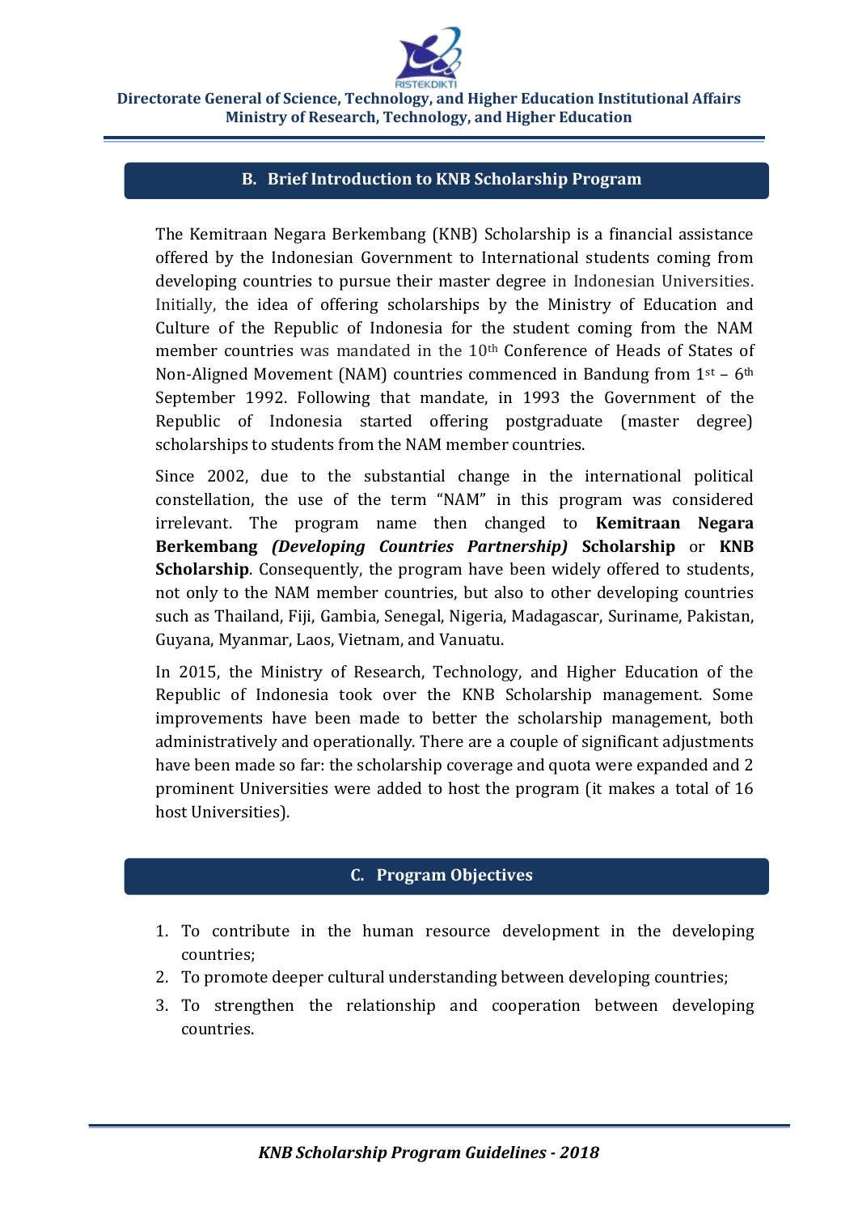## B. Brief Introduction to KNB Scholarship Program

The Kemitraan Negara Berkembang (KNB) Scholarship is a financial assistance offered by the Indonesian Government to International students coming from developing countries to pursue their master degree in Indonesian Universities. Initially, the idea of offering scholarships by the Ministry of Education and Culture of the Republic of Indonesia for the student coming from the NAM member countries was mandated in the 10th Conference of Heads of States of Non-Aligned Movement (NAM) countries commenced in Bandung from 1st – 6th September 1992. Following that mandate, in 1993 the Government of the Republic of Indonesia started offering postgraduate (master degree) scholarships to students from the NAM member countries.

Since 2002, due to the substantial change in the international political constellation, the use of the term "NAM" in this program was considered irrelevant. The program name then changed to **Kemitraan Negara Berkembang *(Developing Countries Partnership)* Scholarship** or **KNB Scholarship**. Consequently, the program have been widely offered to students, not only to the NAM member countries, but also to other developing countries such as Thailand, Fiji, Gambia, Senegal, Nigeria, Madagascar, Suriname, Pakistan, Guyana, Myanmar, Laos, Vietnam, and Vanuatu.

In 2015, the Ministry of Research, Technology, and Higher Education of the Republic of Indonesia took over the KNB Scholarship management. Some improvements have been made to better the scholarship management, both administratively and operationally. There are a couple of significant adjustments have been made so far: the scholarship coverage and quota were expanded and 2 prominent Universities were added to host the program (it makes a total of 16 host Universities).

## C. Program Objectives

1. To contribute in the human resource development in the developing countries;
2. To promote deeper cultural understanding between developing countries;
3. To strengthen the relationship and cooperation between developing countries.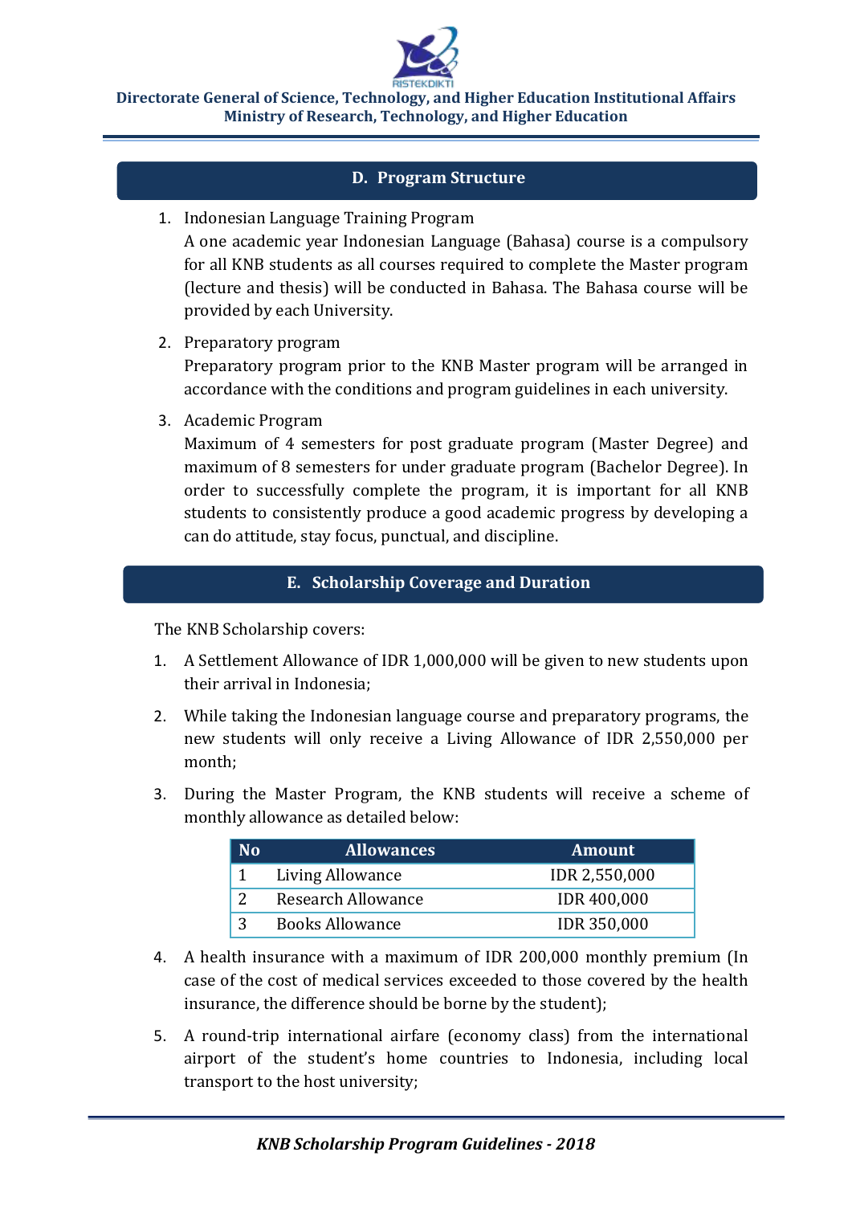## D. Program Structure

1. Indonesian Language Training Program
   A one academic year Indonesian Language (Bahasa) course is a compulsory for all KNB students as all courses required to complete the Master program (lecture and thesis) will be conducted in Bahasa. The Bahasa course will be provided by each University.

2. Preparatory program
   Preparatory program prior to the KNB Master program will be arranged in accordance with the conditions and program guidelines in each university.

3. Academic Program
   Maximum of 4 semesters for post graduate program (Master Degree) and maximum of 8 semesters for under graduate program (Bachelor Degree). In order to successfully complete the program, it is important for all KNB students to consistently produce a good academic progress by developing a can do attitude, stay focus, punctual, and discipline.

## E. Scholarship Coverage and Duration

The KNB Scholarship covers:

1. A Settlement Allowance of IDR 1,000,000 will be given to new students upon their arrival in Indonesia;

2. While taking the Indonesian language course and preparatory programs, the new students will only receive a Living Allowance of IDR 2,550,000 per month;

3. During the Master Program, the KNB students will receive a scheme of monthly allowance as detailed below:

| No | Allowances | Amount |
|---|---|---|
| 1 | Living Allowance | IDR 2,550,000 |
| 2 | Research Allowance | IDR 400,000 |
| 3 | Books Allowance | IDR 350,000 |

4. A health insurance with a maximum of IDR 200,000 monthly premium (In case of the cost of medical services exceeded to those covered by the health insurance, the difference should be borne by the student);

5. A round-trip international airfare (economy class) from the international airport of the student's home countries to Indonesia, including local transport to the host university;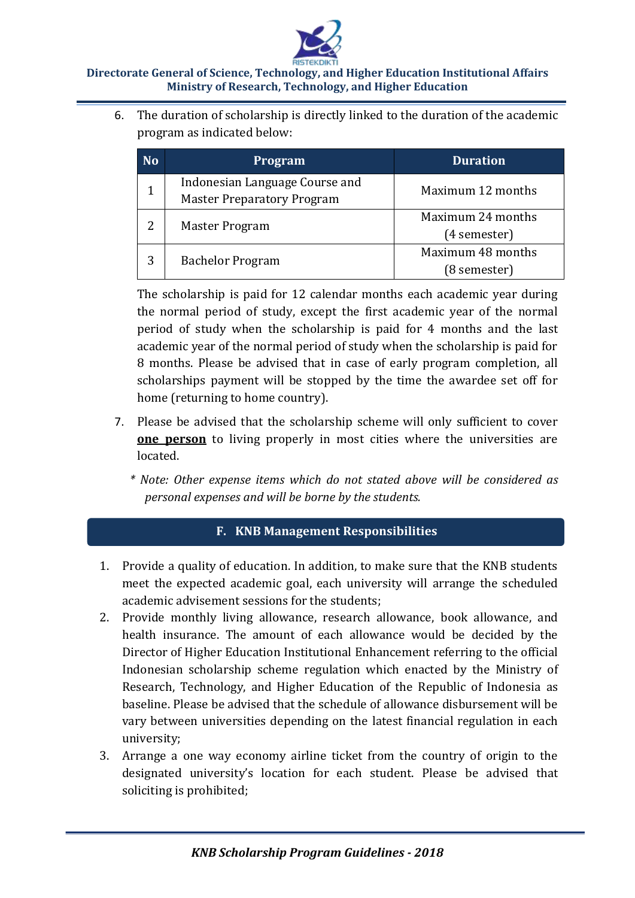6. The duration of scholarship is directly linked to the duration of the academic program as indicated below:

| No | Program | Duration |
|---|---|---|
| 1 | Indonesian Language Course and Master Preparatory Program | Maximum 12 months |
| 2 | Master Program | Maximum 24 months (4 semester) |
| 3 | Bachelor Program | Maximum 48 months (8 semester) |

   The scholarship is paid for 12 calendar months each academic year during the normal period of study, except the first academic year of the normal period of study when the scholarship is paid for 4 months and the last academic year of the normal period of study when the scholarship is paid for 8 months. Please be advised that in case of early program completion, all scholarships payment will be stopped by the time the awardee set off for home (returning to home country).

7. Please be advised that the scholarship scheme will only sufficient to cover **one person** to living properly in most cities where the universities are located.

   *\* Note: Other expense items which do not stated above will be considered as personal expenses and will be borne by the students.*

## F. KNB Management Responsibilities

1. Provide a quality of education. In addition, to make sure that the KNB students meet the expected academic goal, each university will arrange the scheduled academic advisement sessions for the students;
2. Provide monthly living allowance, research allowance, book allowance, and health insurance. The amount of each allowance would be decided by the Director of Higher Education Institutional Enhancement referring to the official Indonesian scholarship scheme regulation which enacted by the Ministry of Research, Technology, and Higher Education of the Republic of Indonesia as baseline. Please be advised that the schedule of allowance disbursement will be vary between universities depending on the latest financial regulation in each university;
3. Arrange a one way economy airline ticket from the country of origin to the designated university's location for each student. Please be advised that soliciting is prohibited;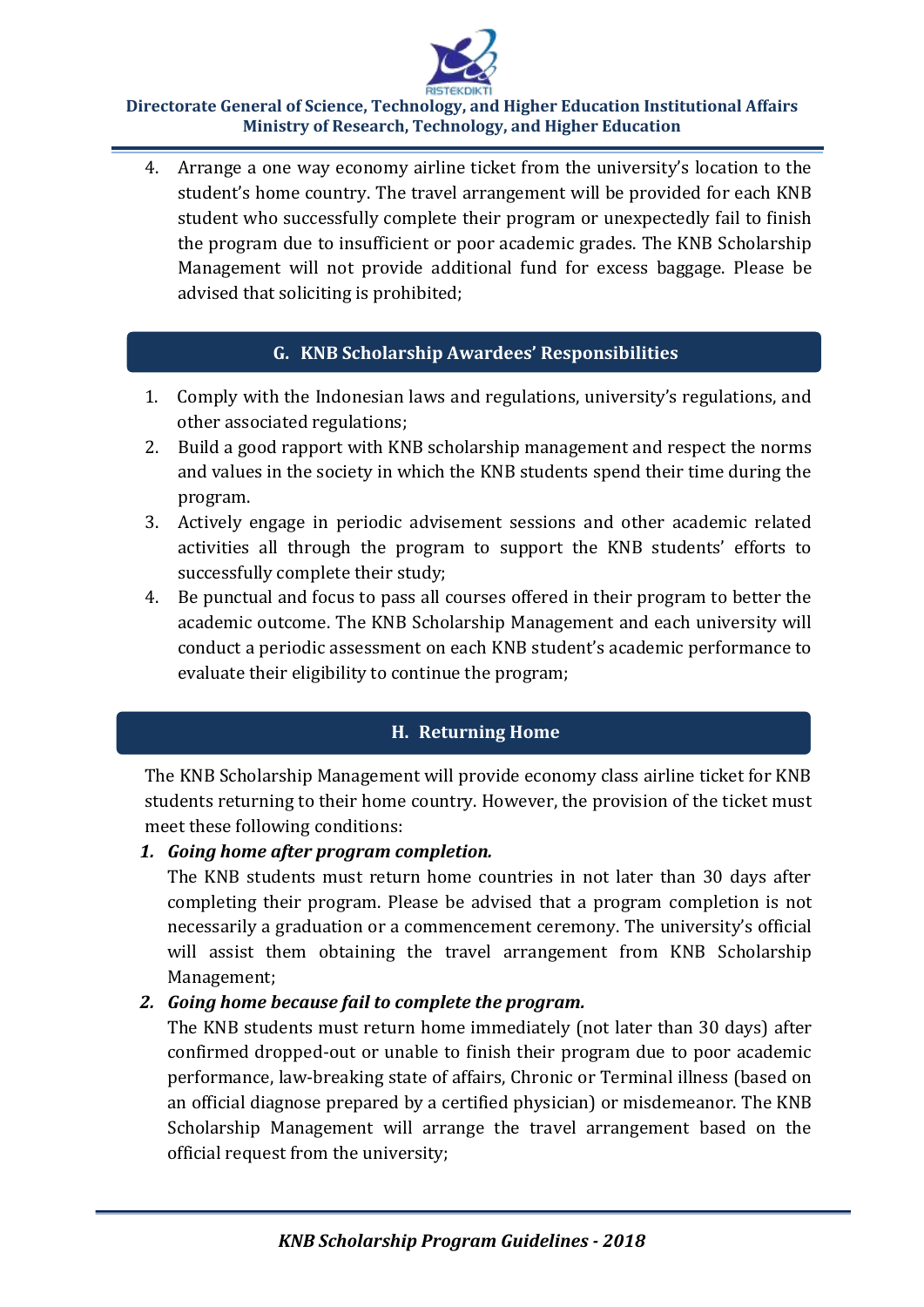4. Arrange a one way economy airline ticket from the university's location to the student's home country. The travel arrangement will be provided for each KNB student who successfully complete their program or unexpectedly fail to finish the program due to insufficient or poor academic grades. The KNB Scholarship Management will not provide additional fund for excess baggage. Please be advised that soliciting is prohibited;

## G. KNB Scholarship Awardees' Responsibilities

1. Comply with the Indonesian laws and regulations, university's regulations, and other associated regulations;
2. Build a good rapport with KNB scholarship management and respect the norms and values in the society in which the KNB students spend their time during the program.
3. Actively engage in periodic advisement sessions and other academic related activities all through the program to support the KNB students' efforts to successfully complete their study;
4. Be punctual and focus to pass all courses offered in their program to better the academic outcome. The KNB Scholarship Management and each university will conduct a periodic assessment on each KNB student's academic performance to evaluate their eligibility to continue the program;

## H. Returning Home

The KNB Scholarship Management will provide economy class airline ticket for KNB students returning to their home country. However, the provision of the ticket must meet these following conditions:

1. ***Going home after program completion.***
   The KNB students must return home countries in not later than 30 days after completing their program. Please be advised that a program completion is not necessarily a graduation or a commencement ceremony. The university's official will assist them obtaining the travel arrangement from KNB Scholarship Management;
2. ***Going home because fail to complete the program.***
   The KNB students must return home immediately (not later than 30 days) after confirmed dropped-out or unable to finish their program due to poor academic performance, law-breaking state of affairs, Chronic or Terminal illness (based on an official diagnose prepared by a certified physician) or misdemeanor. The KNB Scholarship Management will arrange the travel arrangement based on the official request from the university;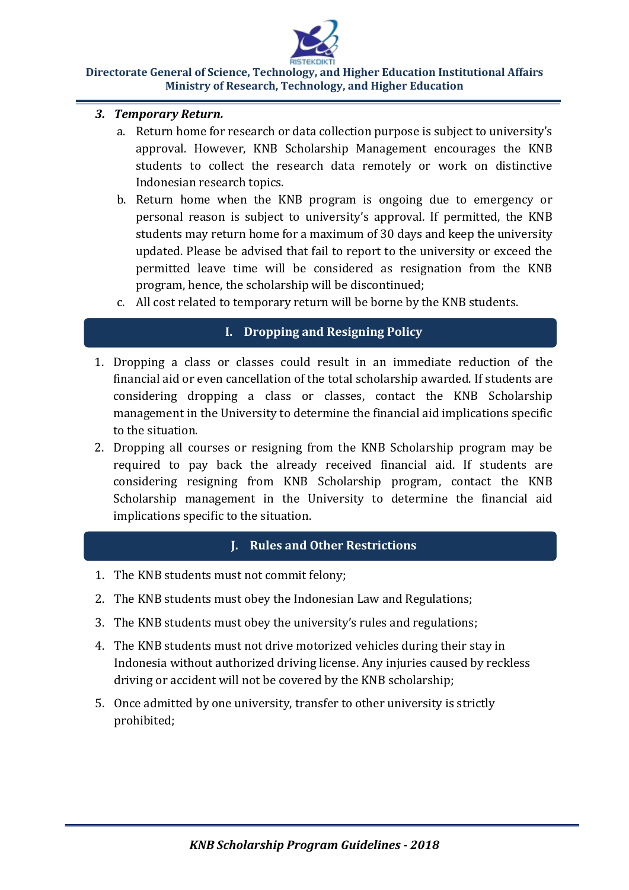3. ***Temporary Return.***
   a. Return home for research or data collection purpose is subject to university's approval. However, KNB Scholarship Management encourages the KNB students to collect the research data remotely or work on distinctive Indonesian research topics.
   b. Return home when the KNB program is ongoing due to emergency or personal reason is subject to university's approval. If permitted, the KNB students may return home for a maximum of 30 days and keep the university updated. Please be advised that fail to report to the university or exceed the permitted leave time will be considered as resignation from the KNB program, hence, the scholarship will be discontinued;
   c. All cost related to temporary return will be borne by the KNB students.

## I. Dropping and Resigning Policy

1. Dropping a class or classes could result in an immediate reduction of the financial aid or even cancellation of the total scholarship awarded. If students are considering dropping a class or classes, contact the KNB Scholarship management in the University to determine the financial aid implications specific to the situation.
2. Dropping all courses or resigning from the KNB Scholarship program may be required to pay back the already received financial aid. If students are considering resigning from KNB Scholarship program, contact the KNB Scholarship management in the University to determine the financial aid implications specific to the situation.

## J. Rules and Other Restrictions

1. The KNB students must not commit felony;
2. The KNB students must obey the Indonesian Law and Regulations;
3. The KNB students must obey the university's rules and regulations;
4. The KNB students must not drive motorized vehicles during their stay in Indonesia without authorized driving license. Any injuries caused by reckless driving or accident will not be covered by the KNB scholarship;
5. Once admitted by one university, transfer to other university is strictly prohibited;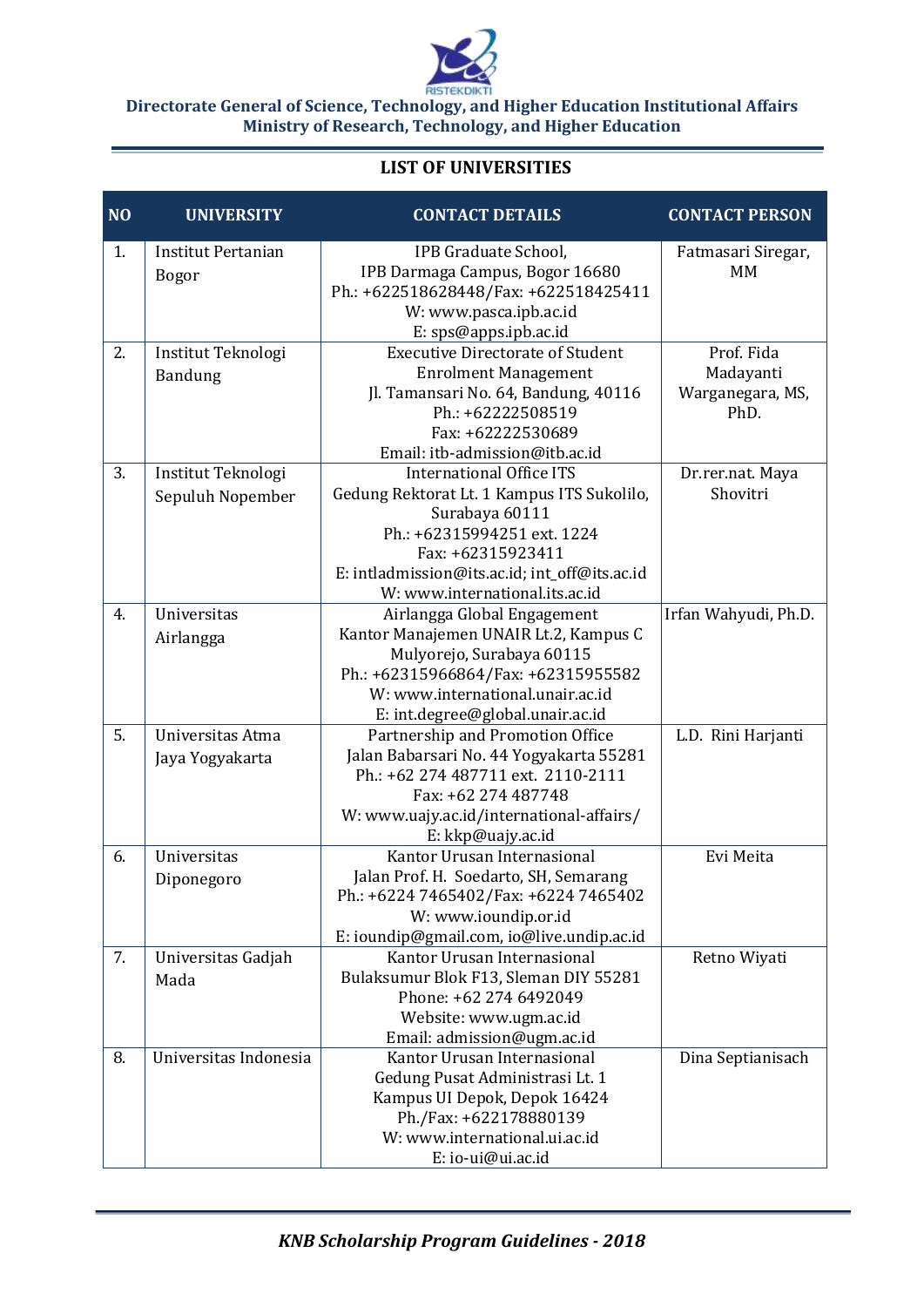Directorate General of Science, Technology, and Higher Education Institutional Affairs
Ministry of Research, Technology, and Higher Education

## LIST OF UNIVERSITIES

| NO | UNIVERSITY | CONTACT DETAILS | CONTACT PERSON |
|---|---|---|---|
| 1. | Institut Pertanian Bogor | IPB Graduate School,<br>IPB Darmaga Campus, Bogor 16680<br>Ph.: +622518628448/Fax: +622518425411<br>W: www.pasca.ipb.ac.id<br>E: sps@apps.ipb.ac.id | Fatmasari Siregar, MM |
| 2. | Institut Teknologi Bandung | Executive Directorate of Student Enrolment Management<br>Jl. Tamansari No. 64, Bandung, 40116<br>Ph.: +62222508519<br>Fax: +62222530689<br>Email: itb-admission@itb.ac.id | Prof. Fida Madayanti Warganegara, MS, PhD. |
| 3. | Institut Teknologi Sepuluh Nopember | International Office ITS<br>Gedung Rektorat Lt. 1 Kampus ITS Sukolilo, Surabaya 60111<br>Ph.: +62315994251 ext. 1224<br>Fax: +62315923411<br>E: intladmission@its.ac.id; int_off@its.ac.id<br>W: www.international.its.ac.id | Dr.rer.nat. Maya Shovitri |
| 4. | Universitas Airlangga | Airlangga Global Engagement<br>Kantor Manajemen UNAIR Lt.2, Kampus C Mulyorejo, Surabaya 60115<br>Ph.: +62315966864/Fax: +62315955582<br>W: www.international.unair.ac.id<br>E: int.degree@global.unair.ac.id | Irfan Wahyudi, Ph.D. |
| 5. | Universitas Atma Jaya Yogyakarta | Partnership and Promotion Office<br>Jalan Babarsari No. 44 Yogyakarta 55281<br>Ph.: +62 274 487711 ext. 2110-2111<br>Fax: +62 274 487748<br>W: www.uajy.ac.id/international-affairs/<br>E: kkp@uajy.ac.id | L.D. Rini Harjanti |
| 6. | Universitas Diponegoro | Kantor Urusan Internasional<br>Jalan Prof. H. Soedarto, SH, Semarang<br>Ph.: +6224 7465402/Fax: +6224 7465402<br>W: www.ioundip.or.id<br>E: ioundip@gmail.com, io@live.undip.ac.id | Evi Meita |
| 7. | Universitas Gadjah Mada | Kantor Urusan Internasional<br>Bulaksumur Blok F13, Sleman DIY 55281<br>Phone: +62 274 6492049<br>Website: www.ugm.ac.id<br>Email: admission@ugm.ac.id | Retno Wiyati |
| 8. | Universitas Indonesia | Kantor Urusan Internasional<br>Gedung Pusat Administrasi Lt. 1<br>Kampus UI Depok, Depok 16424<br>Ph./Fax: +622178880139<br>W: www.international.ui.ac.id<br>E: io-ui@ui.ac.id | Dina Septianisach |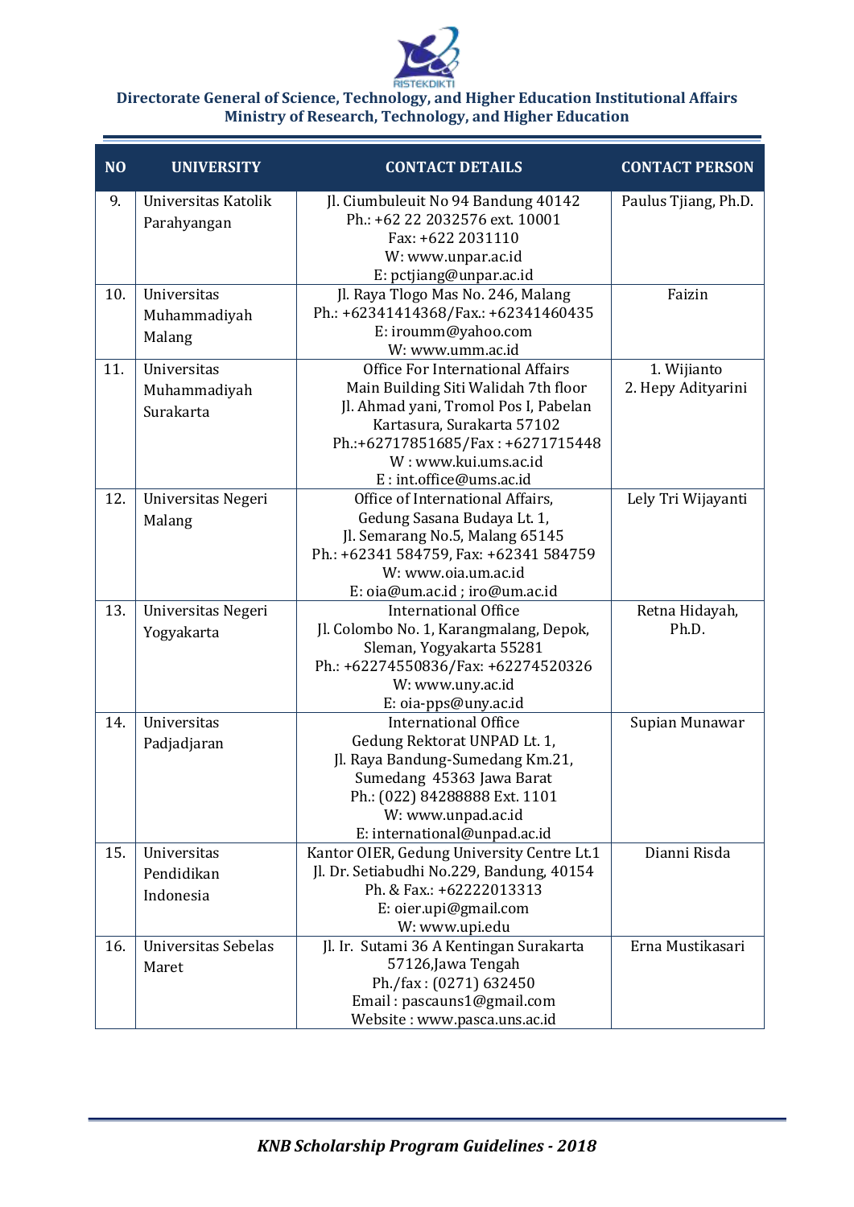| NO | UNIVERSITY | CONTACT DETAILS | CONTACT PERSON |
|---|---|---|---|
| 9. | Universitas Katolik Parahyangan | Jl. Ciumbuleuit No 94 Bandung 40142<br>Ph.: +62 22 2032576 ext. 10001<br>Fax: +622 2031110<br>W: www.unpar.ac.id<br>E: pctjiang@unpar.ac.id | Paulus Tjiang, Ph.D. |
| 10. | Universitas Muhammadiyah Malang | Jl. Raya Tlogo Mas No. 246, Malang<br>Ph.: +62341414368/Fax.: +62341460435<br>E: iroumm@yahoo.com<br>W: www.umm.ac.id | Faizin |
| 11. | Universitas Muhammadiyah Surakarta | Office For International Affairs<br>Main Building Siti Walidah 7th floor<br>Jl. Ahmad yani, Tromol Pos I, Pabelan<br>Kartasura, Surakarta 57102<br>Ph.:+62717851685/Fax : +6271715448<br>W : www.kui.ums.ac.id<br>E : int.office@ums.ac.id | 1. Wijianto<br>2. Hepy Adityarini |
| 12. | Universitas Negeri Malang | Office of International Affairs,<br>Gedung Sasana Budaya Lt. 1,<br>Jl. Semarang No.5, Malang 65145<br>Ph.: +62341 584759, Fax: +62341 584759<br>W: www.oia.um.ac.id<br>E: oia@um.ac.id ; iro@um.ac.id | Lely Tri Wijayanti |
| 13. | Universitas Negeri Yogyakarta | International Office<br>Jl. Colombo No. 1, Karangmalang, Depok,<br>Sleman, Yogyakarta 55281<br>Ph.: +62274550836/Fax: +62274520326<br>W: www.uny.ac.id<br>E: oia-pps@uny.ac.id | Retna Hidayah, Ph.D. |
| 14. | Universitas Padjadjaran | International Office<br>Gedung Rektorat UNPAD Lt. 1,<br>Jl. Raya Bandung-Sumedang Km.21,<br>Sumedang 45363 Jawa Barat<br>Ph.: (022) 84288888 Ext. 1101<br>W: www.unpad.ac.id<br>E: international@unpad.ac.id | Supian Munawar |
| 15. | Universitas Pendidikan Indonesia | Kantor OIER, Gedung University Centre Lt.1<br>Jl. Dr. Setiabudhi No.229, Bandung, 40154<br>Ph. & Fax.: +62222013313<br>E: oier.upi@gmail.com<br>W: www.upi.edu | Dianni Risda |
| 16. | Universitas Sebelas Maret | Jl. Ir. Sutami 36 A Kentingan Surakarta<br>57126,Jawa Tengah<br>Ph./fax : (0271) 632450<br>Email : pascauns1@gmail.com<br>Website : www.pasca.uns.ac.id | Erna Mustikasari |